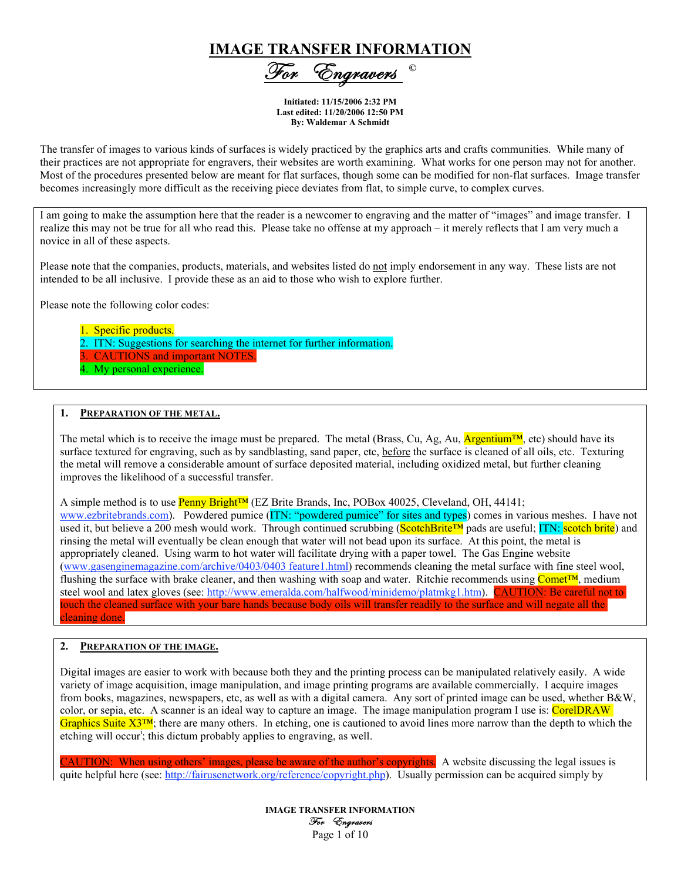# IMAGE TRANSFER INFORMATION

## *For Engravers* ©

**Initiated: 11/15/2006 2:32 PM**
**Last edited: 11/20/2006 12:50 PM**
**By: Waldemar A Schmidt**

The transfer of images to various kinds of surfaces is widely practiced by the graphics arts and crafts communities. While many of their practices are not appropriate for engravers, their websites are worth examining. What works for one person may not for another. Most of the procedures presented below are meant for flat surfaces, though some can be modified for non-flat surfaces. Image transfer becomes increasingly more difficult as the receiving piece deviates from flat, to simple curve, to complex curves.

I am going to make the assumption here that the reader is a newcomer to engraving and the matter of "images" and image transfer. I realize this may not be true for all who read this. Please take no offense at my approach – it merely reflects that I am very much a novice in all of these aspects.

Please note that the companies, products, materials, and websites listed do not imply endorsement in any way. These lists are not intended to be all inclusive. I provide these as an aid to those who wish to explore further.

Please note the following color codes:

1. Specific products.
2. ITN: Suggestions for searching the internet for further information.
3. CAUTIONS and important NOTES.
4. My personal experience.

### 1. Preparation of the metal.

The metal which is to receive the image must be prepared. The metal (Brass, Cu, Ag, Au, Argentium™, etc) should have its surface textured for engraving, such as by sandblasting, sand paper, etc, before the surface is cleaned of all oils, etc. Texturing the metal will remove a considerable amount of surface deposited material, including oxidized metal, but further cleaning improves the likelihood of a successful transfer.

A simple method is to use Penny Bright™ (EZ Brite Brands, Inc, POBox 40025, Cleveland, OH, 44141; www.ezbritebrands.com). Powdered pumice (ITN: "powdered pumice" for sites and types) comes in various meshes. I have not used it, but believe a 200 mesh would work. Through continued scrubbing (ScotchBrite™ pads are useful; ITN: scotch brite) and rinsing the metal will eventually be clean enough that water will not bead upon its surface. At this point, the metal is appropriately cleaned. Using warm to hot water will facilitate drying with a paper towel. The Gas Engine website (www.gasenginemagazine.com/archive/0403/0403 feature1.html) recommends cleaning the metal surface with fine steel wool, flushing the surface with brake cleaner, and then washing with soap and water. Ritchie recommends using Comet™, medium steel wool and latex gloves (see: http://www.emeralda.com/halfwood/minidemo/platmkg1.htm). CAUTION: Be careful not to touch the cleaned surface with your bare hands because body oils will transfer readily to the surface and will negate all the cleaning done.

### 2. Preparation of the image.

Digital images are easier to work with because both they and the printing process can be manipulated relatively easily. A wide variety of image acquisition, image manipulation, and image printing programs are available commercially. I acquire images from books, magazines, newspapers, etc, as well as with a digital camera. Any sort of printed image can be used, whether B&W, color, or sepia, etc. A scanner is an ideal way to capture an image. The image manipulation program I use is: CorelDRAW Graphics Suite X3™; there are many others. In etching, one is cautioned to avoid lines more narrow than the depth to which the etching will occur[i]; this dictum probably applies to engraving, as well.

CAUTION: When using others' images, please be aware of the author's copyrights. A website discussing the legal issues is quite helpful here (see: http://fairusenetwork.org/reference/copyright.php). Usually permission can be acquired simply by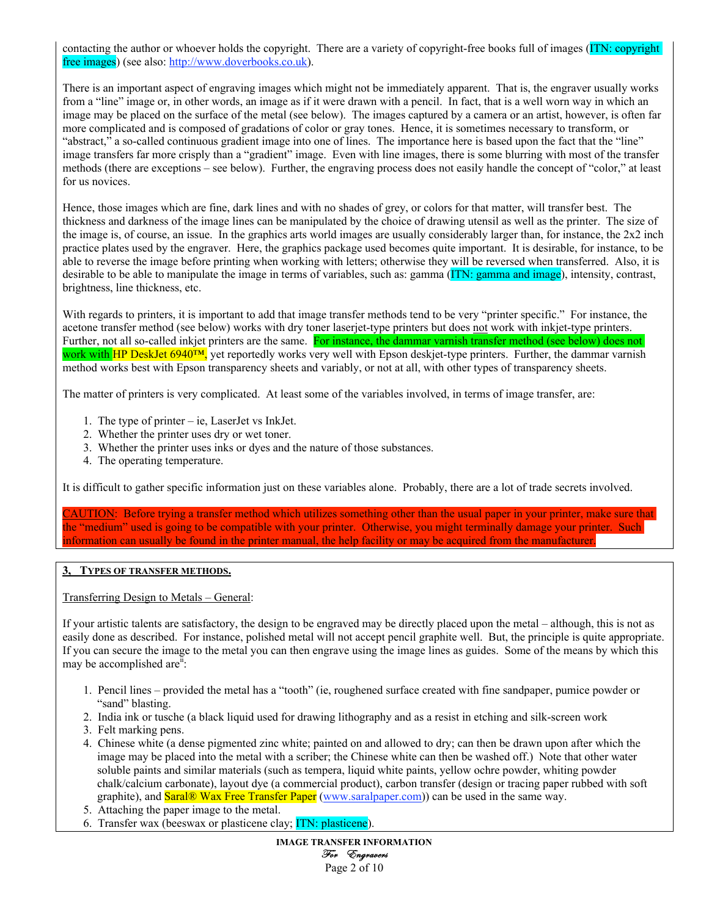contacting the author or whoever holds the copyright. There are a variety of copyright-free books full of images (ITN: copyright free images) (see also: http://www.doverbooks.co.uk).

There is an important aspect of engraving images which might not be immediately apparent. That is, the engraver usually works from a "line" image or, in other words, an image as if it were drawn with a pencil. In fact, that is a well worn way in which an image may be placed on the surface of the metal (see below). The images captured by a camera or an artist, however, is often far more complicated and is composed of gradations of color or gray tones. Hence, it is sometimes necessary to transform, or "abstract," a so-called continuous gradient image into one of lines. The importance here is based upon the fact that the "line" image transfers far more crisply than a "gradient" image. Even with line images, there is some blurring with most of the transfer methods (there are exceptions – see below). Further, the engraving process does not easily handle the concept of "color," at least for us novices.

Hence, those images which are fine, dark lines and with no shades of grey, or colors for that matter, will transfer best. The thickness and darkness of the image lines can be manipulated by the choice of drawing utensil as well as the printer. The size of the image is, of course, an issue. In the graphics arts world images are usually considerably larger than, for instance, the 2x2 inch practice plates used by the engraver. Here, the graphics package used becomes quite important. It is desirable, for instance, to be able to reverse the image before printing when working with letters; otherwise they will be reversed when transferred. Also, it is desirable to be able to manipulate the image in terms of variables, such as: gamma (ITN: gamma and image), intensity, contrast, brightness, line thickness, etc.

With regards to printers, it is important to add that image transfer methods tend to be very "printer specific." For instance, the acetone transfer method (see below) works with dry toner laserjet-type printers but does not work with inkjet-type printers. Further, not all so-called inkjet printers are the same. For instance, the dammar varnish transfer method (see below) does not work with HP DeskJet 6940™, yet reportedly works very well with Epson deskjet-type printers. Further, the dammar varnish method works best with Epson transparency sheets and variably, or not at all, with other types of transparency sheets.

The matter of printers is very complicated. At least some of the variables involved, in terms of image transfer, are:

1. The type of printer – ie, LaserJet vs InkJet.
2. Whether the printer uses dry or wet toner.
3. Whether the printer uses inks or dyes and the nature of those substances.
4. The operating temperature.

It is difficult to gather specific information just on these variables alone. Probably, there are a lot of trade secrets involved.

CAUTION: Before trying a transfer method which utilizes something other than the usual paper in your printer, make sure that the "medium" used is going to be compatible with your printer. Otherwise, you might terminally damage your printer. Such information can usually be found in the printer manual, the help facility or may be acquired from the manufacturer.

## 3, Types of transfer methods.

Transferring Design to Metals – General:

If your artistic talents are satisfactory, the design to be engraved may be directly placed upon the metal – although, this is not as easily done as described. For instance, polished metal will not accept pencil graphite well. But, the principle is quite appropriate. If you can secure the image to the metal you can then engrave using the image lines as guides. Some of the means by which this may be accomplished are[ii]:

1. Pencil lines – provided the metal has a "tooth" (ie, roughened surface created with fine sandpaper, pumice powder or "sand" blasting.
2. India ink or tusche (a black liquid used for drawing lithography and as a resist in etching and silk-screen work
3. Felt marking pens.
4. Chinese white (a dense pigmented zinc white; painted on and allowed to dry; can then be drawn upon after which the image may be placed into the metal with a scriber; the Chinese white can then be washed off.) Note that other water soluble paints and similar materials (such as tempera, liquid white paints, yellow ochre powder, whiting powder chalk/calcium carbonate), layout dye (a commercial product), carbon transfer (design or tracing paper rubbed with soft graphite), and Saral® Wax Free Transfer Paper (www.saralpaper.com)) can be used in the same way.
5. Attaching the paper image to the metal.
6. Transfer wax (beeswax or plasticene clay; ITN: plasticene).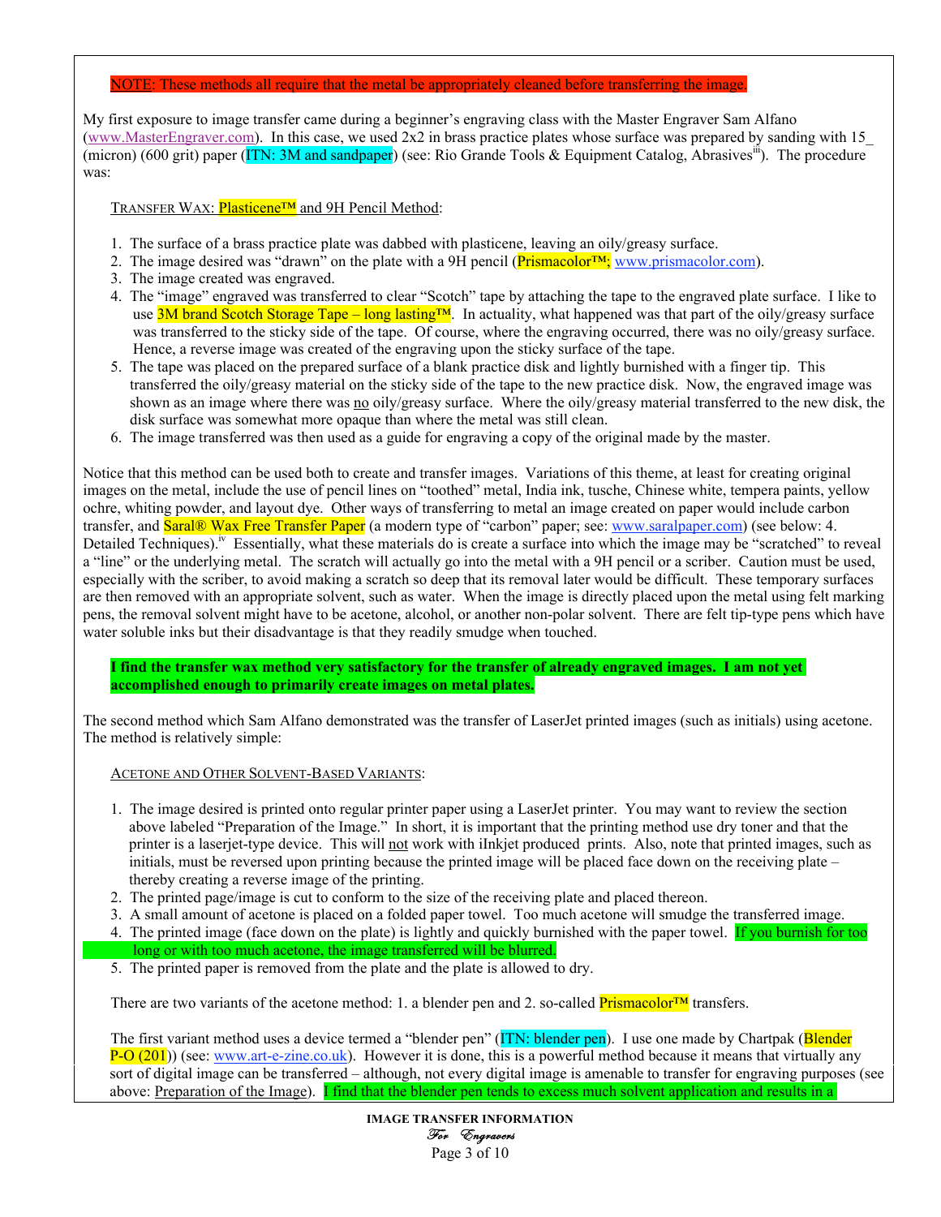NOTE: These methods all require that the metal be appropriately cleaned before transferring the image.

My first exposure to image transfer came during a beginner's engraving class with the Master Engraver Sam Alfano (www.MasterEngraver.com). In this case, we used 2x2 in brass practice plates whose surface was prepared by sanding with 15_ (micron) (600 grit) paper (ITN: 3M and sandpaper) (see: Rio Grande Tools & Equipment Catalog, Abrasives[iii]). The procedure was:

TRANSFER WAX: Plasticene™ and 9H Pencil Method:

1. The surface of a brass practice plate was dabbed with plasticene, leaving an oily/greasy surface.
2. The image desired was "drawn" on the plate with a 9H pencil (Prismacolor™; www.prismacolor.com).
3. The image created was engraved.
4. The "image" engraved was transferred to clear "Scotch" tape by attaching the tape to the engraved plate surface. I like to use 3M brand Scotch Storage Tape – long lasting™. In actuality, what happened was that part of the oily/greasy surface was transferred to the sticky side of the tape. Of course, where the engraving occurred, there was no oily/greasy surface. Hence, a reverse image was created of the engraving upon the sticky surface of the tape.
5. The tape was placed on the prepared surface of a blank practice disk and lightly burnished with a finger tip. This transferred the oily/greasy material on the sticky side of the tape to the new practice disk. Now, the engraved image was shown as an image where there was no oily/greasy surface. Where the oily/greasy material transferred to the new disk, the disk surface was somewhat more opaque than where the metal was still clean.
6. The image transferred was then used as a guide for engraving a copy of the original made by the master.

Notice that this method can be used both to create and transfer images. Variations of this theme, at least for creating original images on the metal, include the use of pencil lines on "toothed" metal, India ink, tusche, Chinese white, tempera paints, yellow ochre, whiting powder, and layout dye. Other ways of transferring to metal an image created on paper would include carbon transfer, and Saral® Wax Free Transfer Paper (a modern type of "carbon" paper; see: www.saralpaper.com) (see below: 4. Detailed Techniques).[iv] Essentially, what these materials do is create a surface into which the image may be "scratched" to reveal a "line" or the underlying metal. The scratch will actually go into the metal with a 9H pencil or a scriber. Caution must be used, especially with the scriber, to avoid making a scratch so deep that its removal later would be difficult. These temporary surfaces are then removed with an appropriate solvent, such as water. When the image is directly placed upon the metal using felt marking pens, the removal solvent might have to be acetone, alcohol, or another non-polar solvent. There are felt tip-type pens which have water soluble inks but their disadvantage is that they readily smudge when touched.

**I find the transfer wax method very satisfactory for the transfer of already engraved images. I am not yet accomplished enough to primarily create images on metal plates.**

The second method which Sam Alfano demonstrated was the transfer of LaserJet printed images (such as initials) using acetone. The method is relatively simple:

ACETONE AND OTHER SOLVENT-BASED VARIANTS:

1. The image desired is printed onto regular printer paper using a LaserJet printer. You may want to review the section above labeled "Preparation of the Image." In short, it is important that the printing method use dry toner and that the printer is a laserjet-type device. This will not work with iInkjet produced prints. Also, note that printed images, such as initials, must be reversed upon printing because the printed image will be placed face down on the receiving plate – thereby creating a reverse image of the printing.
2. The printed page/image is cut to conform to the size of the receiving plate and placed thereon.
3. A small amount of acetone is placed on a folded paper towel. Too much acetone will smudge the transferred image.
4. The printed image (face down on the plate) is lightly and quickly burnished with the paper towel. If you burnish for too long or with too much acetone, the image transferred will be blurred.
5. The printed paper is removed from the plate and the plate is allowed to dry.

There are two variants of the acetone method: 1. a blender pen and 2. so-called Prismacolor™ transfers.

The first variant method uses a device termed a "blender pen" (ITN: blender pen). I use one made by Chartpak (Blender P-O (201)) (see: www.art-e-zine.co.uk). However it is done, this is a powerful method because it means that virtually any sort of digital image can be transferred – although, not every digital image is amenable to transfer for engraving purposes (see above: Preparation of the Image). I find that the blender pen tends to excess much solvent application and results in a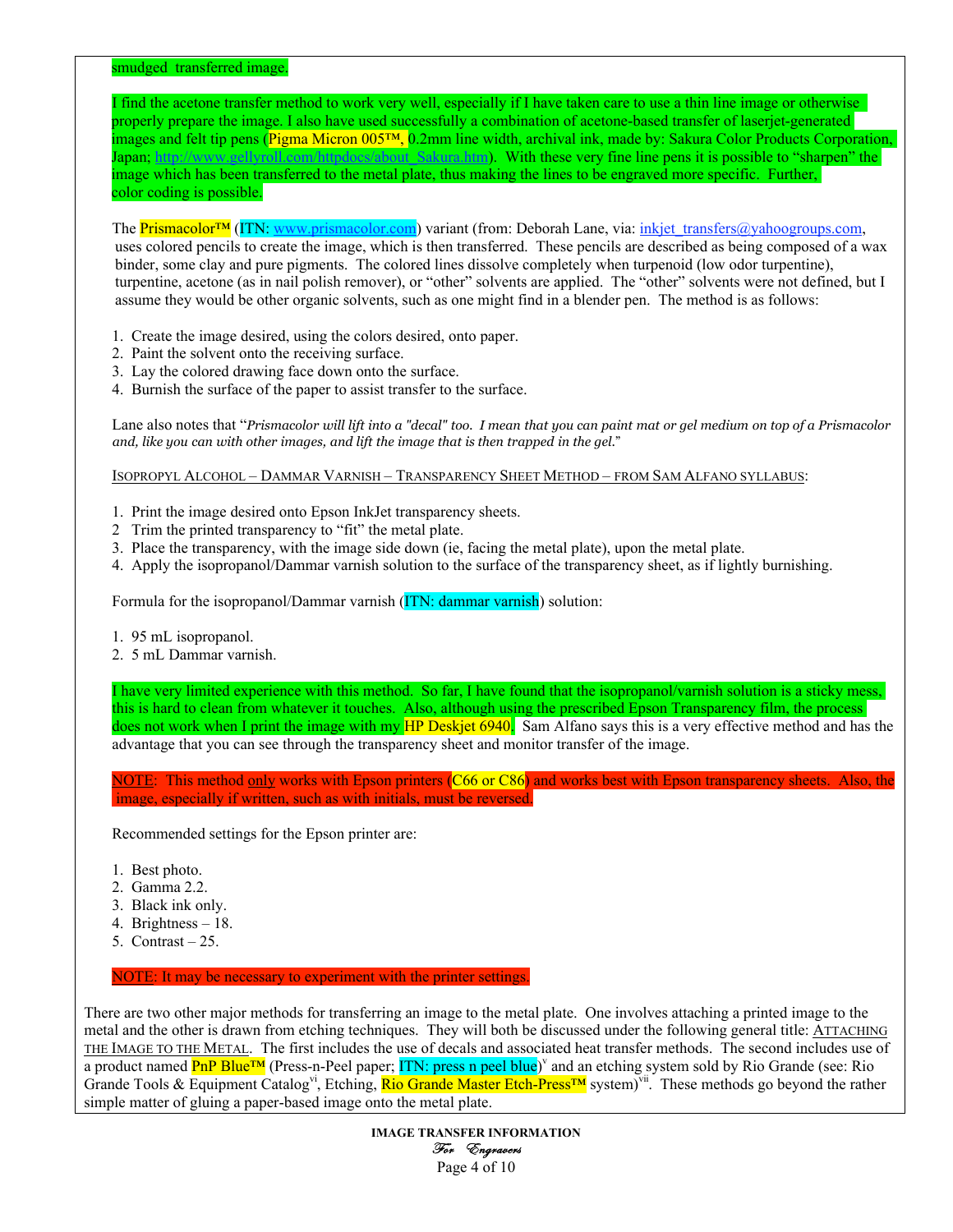smudged transferred image.

I find the acetone transfer method to work very well, especially if I have taken care to use a thin line image or otherwise properly prepare the image. I also have used successfully a combination of acetone-based transfer of laserjet-generated images and felt tip pens (Pigma Micron 005™, 0.2mm line width, archival ink, made by: Sakura Color Products Corporation, Japan; http://www.gellyroll.com/httpdocs/about_Sakura.htm). With these very fine line pens it is possible to "sharpen" the image which has been transferred to the metal plate, thus making the lines to be engraved more specific. Further, color coding is possible.

The Prismacolor™ (ITN: www.prismacolor.com) variant (from: Deborah Lane, via: inkjet_transfers@yahoogroups.com, uses colored pencils to create the image, which is then transferred. These pencils are described as being composed of a wax binder, some clay and pure pigments. The colored lines dissolve completely when turpenoid (low odor turpentine), turpentine, acetone (as in nail polish remover), or "other" solvents are applied. The "other" solvents were not defined, but I assume they would be other organic solvents, such as one might find in a blender pen. The method is as follows:

1. Create the image desired, using the colors desired, onto paper.
2. Paint the solvent onto the receiving surface.
3. Lay the colored drawing face down onto the surface.
4. Burnish the surface of the paper to assist transfer to the surface.

Lane also notes that "*Prismacolor will lift into a "decal" too. I mean that you can paint mat or gel medium on top of a Prismacolor and, like you can with other images, and lift the image that is then trapped in the gel.*"

ISOPROPYL ALCOHOL – DAMMAR VARNISH – TRANSPARENCY SHEET METHOD – FROM SAM ALFANO SYLLABUS:

1. Print the image desired onto Epson InkJet transparency sheets.
2. Trim the printed transparency to "fit" the metal plate.
3. Place the transparency, with the image side down (ie, facing the metal plate), upon the metal plate.
4. Apply the isopropanol/Dammar varnish solution to the surface of the transparency sheet, as if lightly burnishing.

Formula for the isopropanol/Dammar varnish (ITN: dammar varnish) solution:

1. 95 mL isopropanol.
2. 5 mL Dammar varnish.

I have very limited experience with this method. So far, I have found that the isopropanol/varnish solution is a sticky mess, this is hard to clean from whatever it touches. Also, although using the prescribed Epson Transparency film, the process does not work when I print the image with my HP Deskjet 6940. Sam Alfano says this is a very effective method and has the advantage that you can see through the transparency sheet and monitor transfer of the image.

NOTE: This method only works with Epson printers (C66 or C86) and works best with Epson transparency sheets. Also, the image, especially if written, such as with initials, must be reversed.

Recommended settings for the Epson printer are:

1. Best photo.
2. Gamma 2.2.
3. Black ink only.
4. Brightness – 18.
5. Contrast – 25.

NOTE: It may be necessary to experiment with the printer settings.

There are two other major methods for transferring an image to the metal plate. One involves attaching a printed image to the metal and the other is drawn from etching techniques. They will both be discussed under the following general title: ATTACHING THE IMAGE TO THE METAL. The first includes the use of decals and associated heat transfer methods. The second includes use of a product named PnP Blue™ (Press-n-Peel paper; ITN: press n peel blue)[v] and an etching system sold by Rio Grande (see: Rio Grande Tools & Equipment Catalog[vi], Etching, Rio Grande Master Etch-Press™ system)[vii]. These methods go beyond the rather simple matter of gluing a paper-based image onto the metal plate.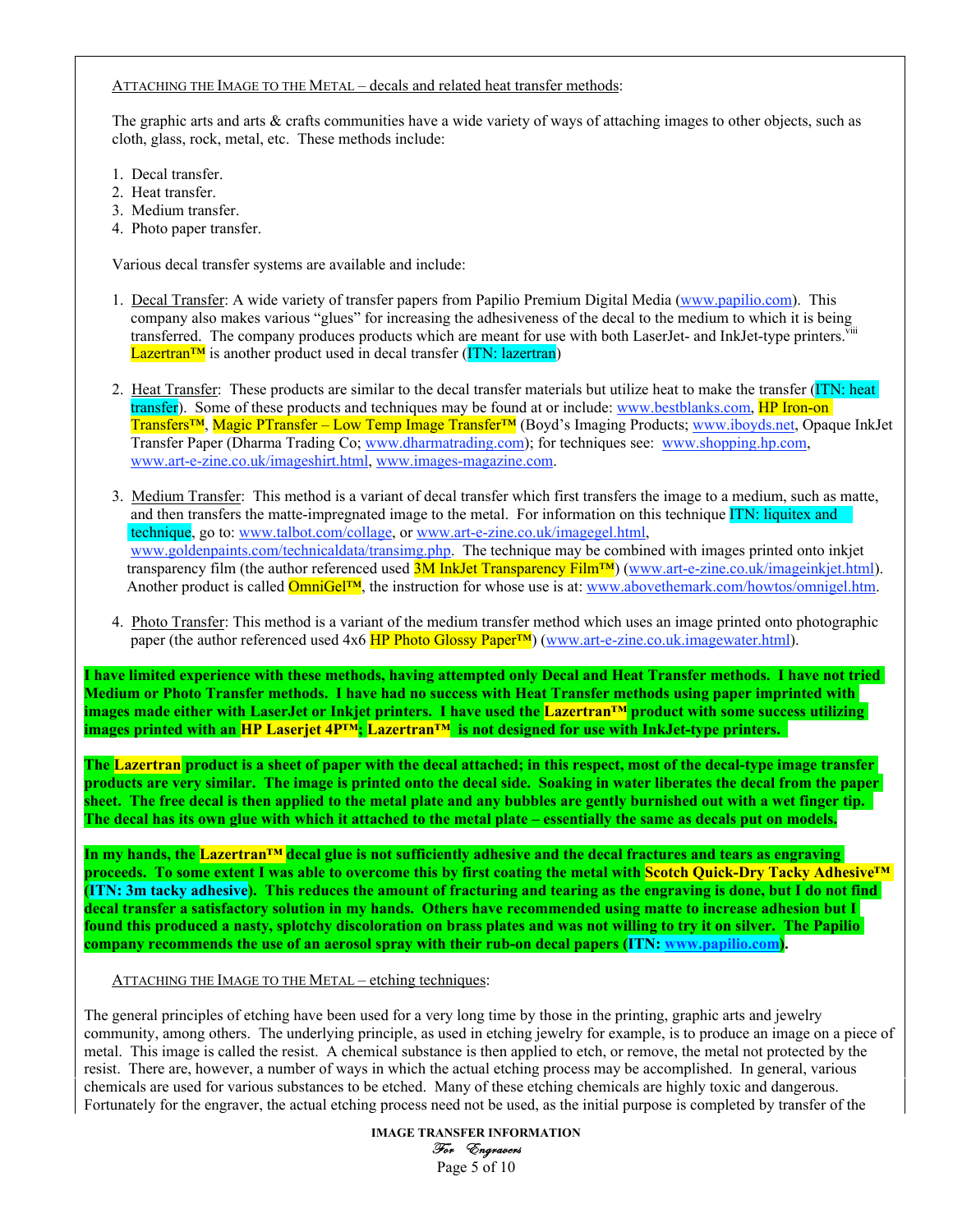ATTACHING THE IMAGE TO THE METAL – decals and related heat transfer methods:

The graphic arts and arts & crafts communities have a wide variety of ways of attaching images to other objects, such as cloth, glass, rock, metal, etc. These methods include:

1. Decal transfer.
2. Heat transfer.
3. Medium transfer.
4. Photo paper transfer.

Various decal transfer systems are available and include:

1. Decal Transfer: A wide variety of transfer papers from Papilio Premium Digital Media (www.papilio.com). This company also makes various "glues" for increasing the adhesiveness of the decal to the medium to which it is being transferred. The company produces products which are meant for use with both LaserJet- and InkJet-type printers.[viii] Lazertran™ is another product used in decal transfer (ITN: lazertran)

2. Heat Transfer: These products are similar to the decal transfer materials but utilize heat to make the transfer (ITN: heat transfer). Some of these products and techniques may be found at or include: www.bestblanks.com, HP Iron-on Transfers™, Magic PTransfer – Low Temp Image Transfer™ (Boyd's Imaging Products; www.iboyds.net, Opaque InkJet Transfer Paper (Dharma Trading Co; www.dharmatrading.com); for techniques see: www.shopping.hp.com, www.art-e-zine.co.uk/imageshirt.html, www.images-magazine.com.

3. Medium Transfer: This method is a variant of decal transfer which first transfers the image to a medium, such as matte, and then transfers the matte-impregnated image to the metal. For information on this technique ITN: liquitex and technique, go to: www.talbot.com/collage, or www.art-e-zine.co.uk/imagegel.html, www.goldenpaints.com/technicaldata/transimg.php. The technique may be combined with images printed onto inkjet transparency film (the author referenced used 3M InkJet Transparency Film™) (www.art-e-zine.co.uk/imageinkjet.html). Another product is called OmniGel™, the instruction for whose use is at: www.abovethemark.com/howtos/omnigel.htm.

4. Photo Transfer: This method is a variant of the medium transfer method which uses an image printed onto photographic paper (the author referenced used 4x6 HP Photo Glossy Paper™) (www.art-e-zine.co.uk.imagewater.html).

**I have limited experience with these methods, having attempted only Decal and Heat Transfer methods. I have not tried Medium or Photo Transfer methods. I have had no success with Heat Transfer methods using paper imprinted with images made either with LaserJet or Inkjet printers. I have used the Lazertran™ product with some success utilizing images printed with an HP Laserjet 4P™; Lazertran™ is not designed for use with InkJet-type printers.**

**The Lazertran product is a sheet of paper with the decal attached; in this respect, most of the decal-type image transfer products are very similar. The image is printed onto the decal side. Soaking in water liberates the decal from the paper sheet. The free decal is then applied to the metal plate and any bubbles are gently burnished out with a wet finger tip. The decal has its own glue with which it attached to the metal plate – essentially the same as decals put on models.**

**In my hands, the Lazertran™ decal glue is not sufficiently adhesive and the decal fractures and tears as engraving proceeds. To some extent I was able to overcome this by first coating the metal with Scotch Quick-Dry Tacky Adhesive™ (ITN: 3m tacky adhesive). This reduces the amount of fracturing and tearing as the engraving is done, but I do not find decal transfer a satisfactory solution in my hands. Others have recommended using matte to increase adhesion but I found this produced a nasty, splotchy discoloration on brass plates and was not willing to try it on silver. The Papilio company recommends the use of an aerosol spray with their rub-on decal papers (ITN: www.papilio.com).**

ATTACHING THE IMAGE TO THE METAL – etching techniques:

The general principles of etching have been used for a very long time by those in the printing, graphic arts and jewelry community, among others. The underlying principle, as used in etching jewelry for example, is to produce an image on a piece of metal. This image is called the resist. A chemical substance is then applied to etch, or remove, the metal not protected by the resist. There are, however, a number of ways in which the actual etching process may be accomplished. In general, various chemicals are used for various substances to be etched. Many of these etching chemicals are highly toxic and dangerous. Fortunately for the engraver, the actual etching process need not be used, as the initial purpose is completed by transfer of the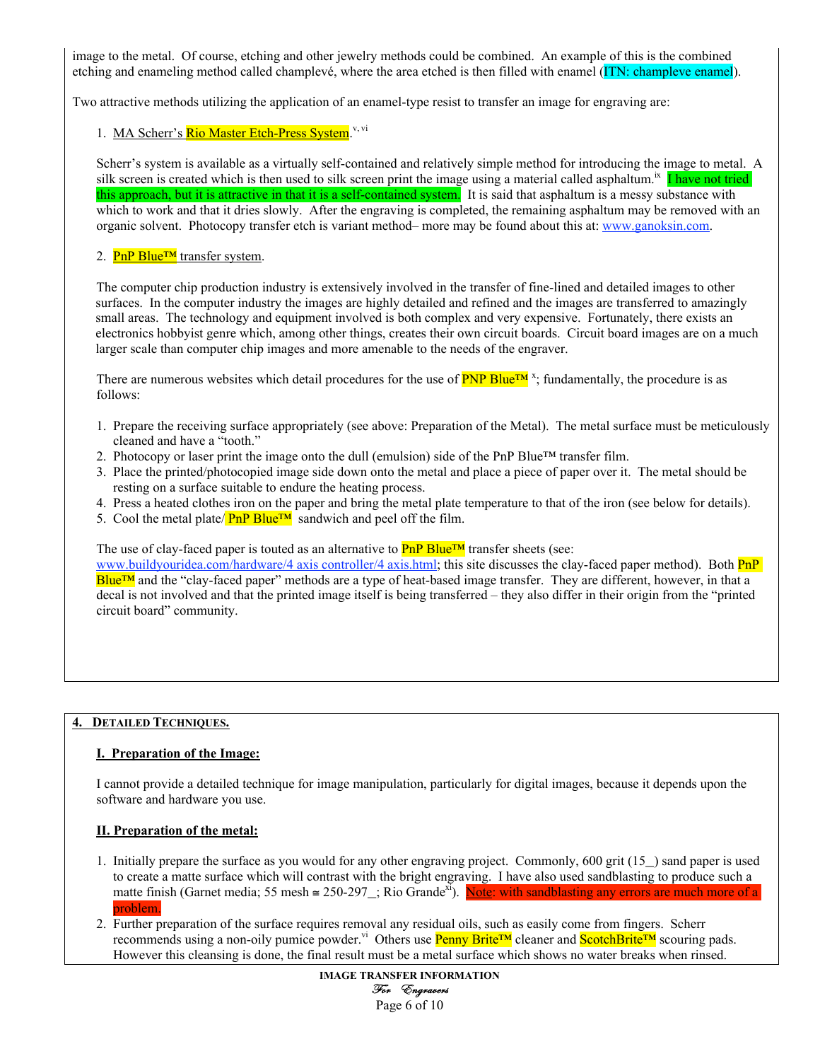image to the metal. Of course, etching and other jewelry methods could be combined. An example of this is the combined etching and enameling method called champlevé, where the area etched is then filled with enamel (ITN: champleve enamel).

Two attractive methods utilizing the application of an enamel-type resist to transfer an image for engraving are:

1. MA Scherr's Rio Master Etch-Press System.[v, vi]

Scherr's system is available as a virtually self-contained and relatively simple method for introducing the image to metal. A silk screen is created which is then used to silk screen print the image using a material called asphaltum.[ix] I have not tried this approach, but it is attractive in that it is a self-contained system. It is said that asphaltum is a messy substance with which to work and that it dries slowly. After the engraving is completed, the remaining asphaltum may be removed with an organic solvent. Photocopy transfer etch is variant method– more may be found about this at: www.ganoksin.com.

2. PnP Blue™ transfer system.

The computer chip production industry is extensively involved in the transfer of fine-lined and detailed images to other surfaces. In the computer industry the images are highly detailed and refined and the images are transferred to amazingly small areas. The technology and equipment involved is both complex and very expensive. Fortunately, there exists an electronics hobbyist genre which, among other things, creates their own circuit boards. Circuit board images are on a much larger scale than computer chip images and more amenable to the needs of the engraver.

There are numerous websites which detail procedures for the use of PNP Blue™ [x]; fundamentally, the procedure is as follows:

1. Prepare the receiving surface appropriately (see above: Preparation of the Metal). The metal surface must be meticulously cleaned and have a "tooth."
2. Photocopy or laser print the image onto the dull (emulsion) side of the PnP Blue™ transfer film.
3. Place the printed/photocopied image side down onto the metal and place a piece of paper over it. The metal should be resting on a surface suitable to endure the heating process.
4. Press a heated clothes iron on the paper and bring the metal plate temperature to that of the iron (see below for details).
5. Cool the metal plate/ PnP Blue™ sandwich and peel off the film.

The use of clay-faced paper is touted as an alternative to PnP Blue™ transfer sheets (see: www.buildyouridea.com/hardware/4 axis controller/4 axis.html; this site discusses the clay-faced paper method). Both PnP Blue™ and the "clay-faced paper" methods are a type of heat-based image transfer. They are different, however, in that a decal is not involved and that the printed image itself is being transferred – they also differ in their origin from the "printed circuit board" community.

## 4. Detailed Techniques.

### I. Preparation of the Image:

I cannot provide a detailed technique for image manipulation, particularly for digital images, because it depends upon the software and hardware you use.

### II. Preparation of the metal:

1. Initially prepare the surface as you would for any other engraving project. Commonly, 600 grit (15_) sand paper is used to create a matte surface which will contrast with the bright engraving. I have also used sandblasting to produce such a matte finish (Garnet media; 55 mesh ≅ 250-297_; Rio Grande[xi]). Note: with sandblasting any errors are much more of a problem.
2. Further preparation of the surface requires removal any residual oils, such as easily come from fingers. Scherr recommends using a non-oily pumice powder.[vi] Others use Penny Brite™ cleaner and ScotchBrite™ scouring pads. However this cleansing is done, the final result must be a metal surface which shows no water breaks when rinsed.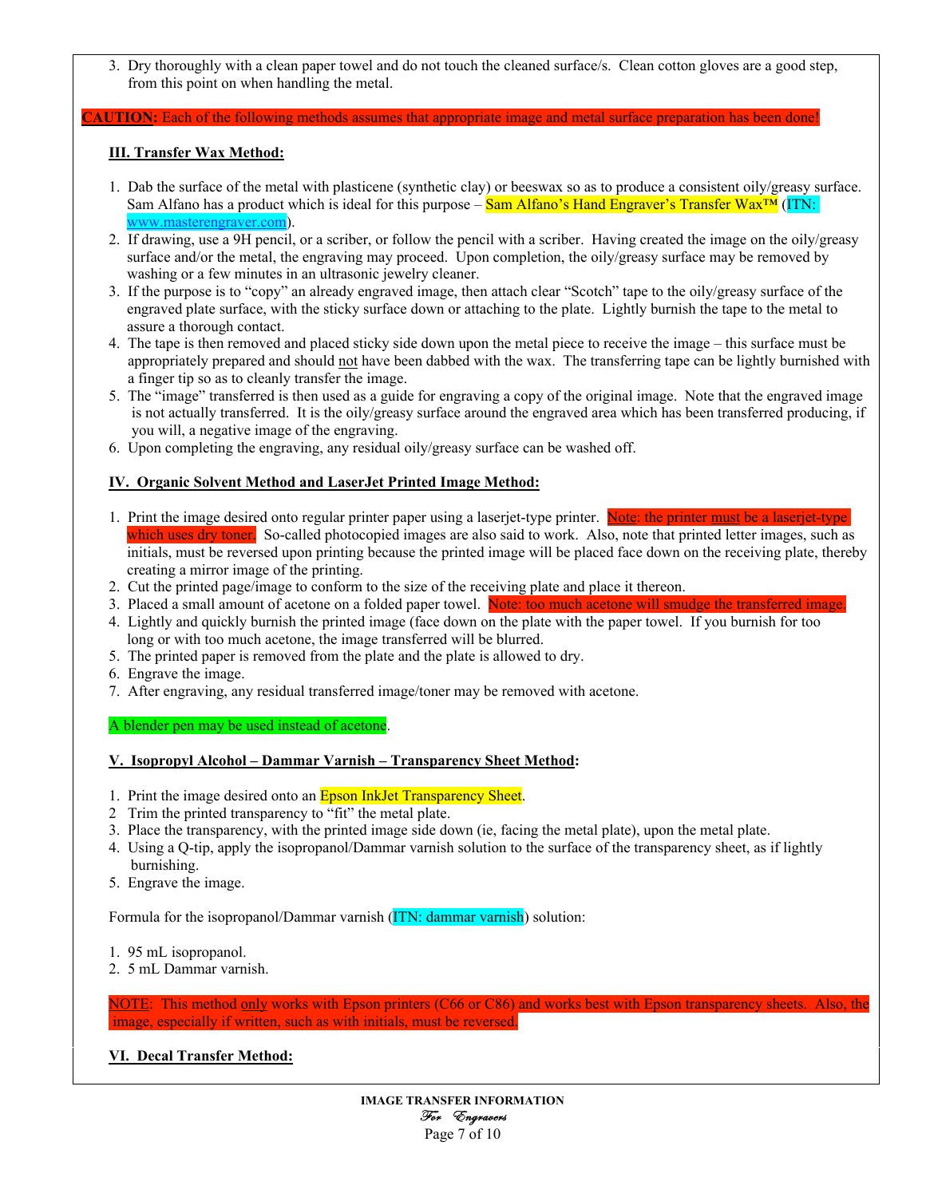3. Dry thoroughly with a clean paper towel and do not touch the cleaned surface/s. Clean cotton gloves are a good step, from this point on when handling the metal.

**CAUTION:** Each of the following methods assumes that appropriate image and metal surface preparation has been done!

### III. Transfer Wax Method:

1. Dab the surface of the metal with plasticene (synthetic clay) or beeswax so as to produce a consistent oily/greasy surface. Sam Alfano has a product which is ideal for this purpose – Sam Alfano's Hand Engraver's Transfer Wax™ (ITN: www.masterengraver.com).
2. If drawing, use a 9H pencil, or a scriber, or follow the pencil with a scriber. Having created the image on the oily/greasy surface and/or the metal, the engraving may proceed. Upon completion, the oily/greasy surface may be removed by washing or a few minutes in an ultrasonic jewelry cleaner.
3. If the purpose is to "copy" an already engraved image, then attach clear "Scotch" tape to the oily/greasy surface of the engraved plate surface, with the sticky surface down or attaching to the plate. Lightly burnish the tape to the metal to assure a thorough contact.
4. The tape is then removed and placed sticky side down upon the metal piece to receive the image – this surface must be appropriately prepared and should not have been dabbed with the wax. The transferring tape can be lightly burnished with a finger tip so as to cleanly transfer the image.
5. The "image" transferred is then used as a guide for engraving a copy of the original image. Note that the engraved image is not actually transferred. It is the oily/greasy surface around the engraved area which has been transferred producing, if you will, a negative image of the engraving.
6. Upon completing the engraving, any residual oily/greasy surface can be washed off.

### IV. Organic Solvent Method and LaserJet Printed Image Method:

1. Print the image desired onto regular printer paper using a laserjet-type printer. Note: the printer must be a laserjet-type which uses dry toner. So-called photocopied images are also said to work. Also, note that printed letter images, such as initials, must be reversed upon printing because the printed image will be placed face down on the receiving plate, thereby creating a mirror image of the printing.
2. Cut the printed page/image to conform to the size of the receiving plate and place it thereon.
3. Placed a small amount of acetone on a folded paper towel. Note: too much acetone will smudge the transferred image.
4. Lightly and quickly burnish the printed image (face down on the plate with the paper towel. If you burnish for too long or with too much acetone, the image transferred will be blurred.
5. The printed paper is removed from the plate and the plate is allowed to dry.
6. Engrave the image.
7. After engraving, any residual transferred image/toner may be removed with acetone.

A blender pen may be used instead of acetone.

### V. Isopropyl Alcohol – Dammar Varnish – Transparency Sheet Method:

1. Print the image desired onto an Epson InkJet Transparency Sheet.
2. Trim the printed transparency to "fit" the metal plate.
3. Place the transparency, with the printed image side down (ie, facing the metal plate), upon the metal plate.
4. Using a Q-tip, apply the isopropanol/Dammar varnish solution to the surface of the transparency sheet, as if lightly burnishing.
5. Engrave the image.

Formula for the isopropanol/Dammar varnish (ITN: dammar varnish) solution:

1. 95 mL isopropanol.
2. 5 mL Dammar varnish.

NOTE: This method only works with Epson printers (C66 or C86) and works best with Epson transparency sheets. Also, the image, especially if written, such as with initials, must be reversed.

### VI. Decal Transfer Method: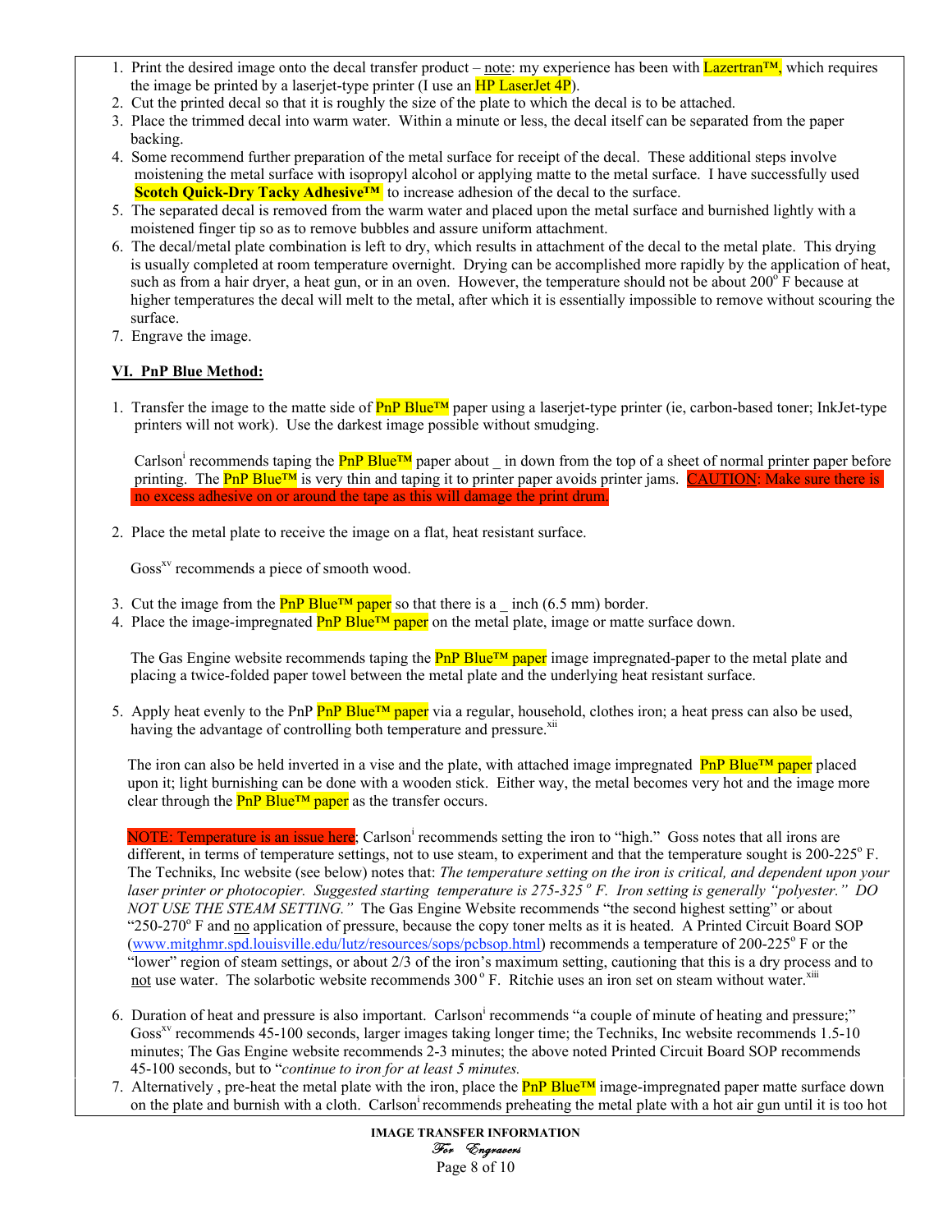1. Print the desired image onto the decal transfer product – note: my experience has been with Lazertran™, which requires the image be printed by a laserjet-type printer (I use an HP LaserJet 4P).
2. Cut the printed decal so that it is roughly the size of the plate to which the decal is to be attached.
3. Place the trimmed decal into warm water. Within a minute or less, the decal itself can be separated from the paper backing.
4. Some recommend further preparation of the metal surface for receipt of the decal. These additional steps involve moistening the metal surface with isopropyl alcohol or applying matte to the metal surface. I have successfully used **Scotch Quick-Dry Tacky Adhesive™** to increase adhesion of the decal to the surface.
5. The separated decal is removed from the warm water and placed upon the metal surface and burnished lightly with a moistened finger tip so as to remove bubbles and assure uniform attachment.
6. The decal/metal plate combination is left to dry, which results in attachment of the decal to the metal plate. This drying is usually completed at room temperature overnight. Drying can be accomplished more rapidly by the application of heat, such as from a hair dryer, a heat gun, or in an oven. However, the temperature should not be about 200° F because at higher temperatures the decal will melt to the metal, after which it is essentially impossible to remove without scouring the surface.
7. Engrave the image.

## VI. PnP Blue Method:

1. Transfer the image to the matte side of PnP Blue™ paper using a laserjet-type printer (ie, carbon-based toner; InkJet-type printers will not work). Use the darkest image possible without smudging.

   Carlson[i] recommends taping the PnP Blue™ paper about _ in down from the top of a sheet of normal printer paper before printing. The PnP Blue™ is very thin and taping it to printer paper avoids printer jams. CAUTION: Make sure there is no excess adhesive on or around the tape as this will damage the print drum.

2. Place the metal plate to receive the image on a flat, heat resistant surface.

   Goss[xv] recommends a piece of smooth wood.

3. Cut the image from the PnP Blue™ paper so that there is a _ inch (6.5 mm) border.
4. Place the image-impregnated PnP Blue™ paper on the metal plate, image or matte surface down.

   The Gas Engine website recommends taping the PnP Blue™ paper image impregnated-paper to the metal plate and placing a twice-folded paper towel between the metal plate and the underlying heat resistant surface.

5. Apply heat evenly to the PnP PnP Blue™ paper via a regular, household, clothes iron; a heat press can also be used, having the advantage of controlling both temperature and pressure.[xii]

   The iron can also be held inverted in a vise and the plate, with attached image impregnated PnP Blue™ paper placed upon it; light burnishing can be done with a wooden stick. Either way, the metal becomes very hot and the image more clear through the PnP Blue™ paper as the transfer occurs.

   NOTE: Temperature is an issue here; Carlson[i] recommends setting the iron to "high." Goss notes that all irons are different, in terms of temperature settings, not to use steam, to experiment and that the temperature sought is 200-225° F. The Techniks, Inc website (see below) notes that: *The temperature setting on the iron is critical, and dependent upon your laser printer or photocopier. Suggested starting temperature is 275-325 ° F. Iron setting is generally "polyester." DO NOT USE THE STEAM SETTING."* The Gas Engine Website recommends "the second highest setting" or about "250-270° F and no application of pressure, because the copy toner melts as it is heated. A Printed Circuit Board SOP (www.mitghmr.spd.louisville.edu/lutz/resources/sops/pcbsop.html) recommends a temperature of 200-225° F or the "lower" region of steam settings, or about 2/3 of the iron's maximum setting, cautioning that this is a dry process and to not use water. The solarbotic website recommends 300 ° F. Ritchie uses an iron set on steam without water.[xiii]

6. Duration of heat and pressure is also important. Carlson[i] recommends "a couple of minute of heating and pressure;" Goss[xv] recommends 45-100 seconds, larger images taking longer time; the Techniks, Inc website recommends 1.5-10 minutes; The Gas Engine website recommends 2-3 minutes; the above noted Printed Circuit Board SOP recommends 45-100 seconds, but to "*continue to iron for at least 5 minutes.*
7. Alternatively , pre-heat the metal plate with the iron, place the PnP Blue™ image-impregnated paper matte surface down on the plate and burnish with a cloth. Carlson[i] recommends preheating the metal plate with a hot air gun until it is too hot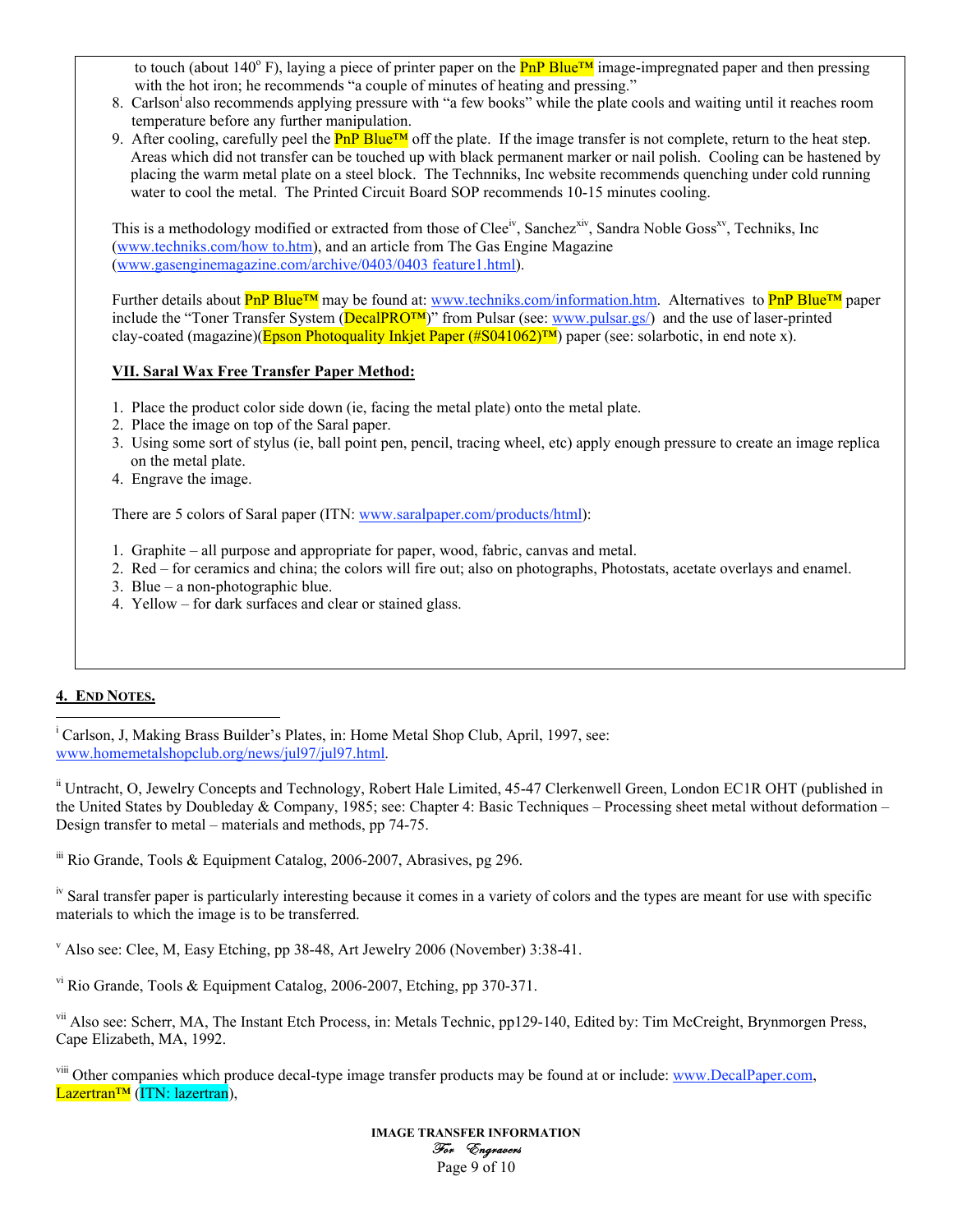to touch (about 140° F), laying a piece of printer paper on the PnP Blue™ image-impregnated paper and then pressing with the hot iron; he recommends "a couple of minutes of heating and pressing."

8. Carlson[i] also recommends applying pressure with "a few books" while the plate cools and waiting until it reaches room temperature before any further manipulation.
9. After cooling, carefully peel the PnP Blue™ off the plate. If the image transfer is not complete, return to the heat step. Areas which did not transfer can be touched up with black permanent marker or nail polish. Cooling can be hastened by placing the warm metal plate on a steel block. The Technniks, Inc website recommends quenching under cold running water to cool the metal. The Printed Circuit Board SOP recommends 10-15 minutes cooling.

This is a methodology modified or extracted from those of Clee[iv], Sanchez[xiv], Sandra Noble Goss[xv], Techniks, Inc (www.techniks.com/how to.htm), and an article from The Gas Engine Magazine (www.gasenginemagazine.com/archive/0403/0403 feature1.html).

Further details about PnP Blue™ may be found at: www.techniks.com/information.htm. Alternatives to PnP Blue™ paper include the "Toner Transfer System (DecalPRO™)" from Pulsar (see: www.pulsar.gs/) and the use of laser-printed clay-coated (magazine)(Epson Photoquality Inkjet Paper (#S041062)™) paper (see: solarbotic, in end note x).

**VII. Saral Wax Free Transfer Paper Method:**

1. Place the product color side down (ie, facing the metal plate) onto the metal plate.
2. Place the image on top of the Saral paper.
3. Using some sort of stylus (ie, ball point pen, pencil, tracing wheel, etc) apply enough pressure to create an image replica on the metal plate.
4. Engrave the image.

There are 5 colors of Saral paper (ITN: www.saralpaper.com/products/html):

1. Graphite – all purpose and appropriate for paper, wood, fabric, canvas and metal.
2. Red – for ceramics and china; the colors will fire out; also on photographs, Photostats, acetate overlays and enamel.
3. Blue – a non-photographic blue.
4. Yellow – for dark surfaces and clear or stained glass.

## 4. End Notes.

[i] Carlson, J, Making Brass Builder's Plates, in: Home Metal Shop Club, April, 1997, see: www.homemetalshopclub.org/news/jul97/jul97.html.

[ii] Untracht, O, Jewelry Concepts and Technology, Robert Hale Limited, 45-47 Clerkenwell Green, London EC1R OHT (published in the United States by Doubleday & Company, 1985; see: Chapter 4: Basic Techniques – Processing sheet metal without deformation – Design transfer to metal – materials and methods, pp 74-75.

[iii] Rio Grande, Tools & Equipment Catalog, 2006-2007, Abrasives, pg 296.

[iv] Saral transfer paper is particularly interesting because it comes in a variety of colors and the types are meant for use with specific materials to which the image is to be transferred.

[v] Also see: Clee, M, Easy Etching, pp 38-48, Art Jewelry 2006 (November) 3:38-41.

[vi] Rio Grande, Tools & Equipment Catalog, 2006-2007, Etching, pp 370-371.

[vii] Also see: Scherr, MA, The Instant Etch Process, in: Metals Technic, pp129-140, Edited by: Tim McCreight, Brynmorgen Press, Cape Elizabeth, MA, 1992.

[viii] Other companies which produce decal-type image transfer products may be found at or include: www.DecalPaper.com, Lazertran™ (ITN: lazertran),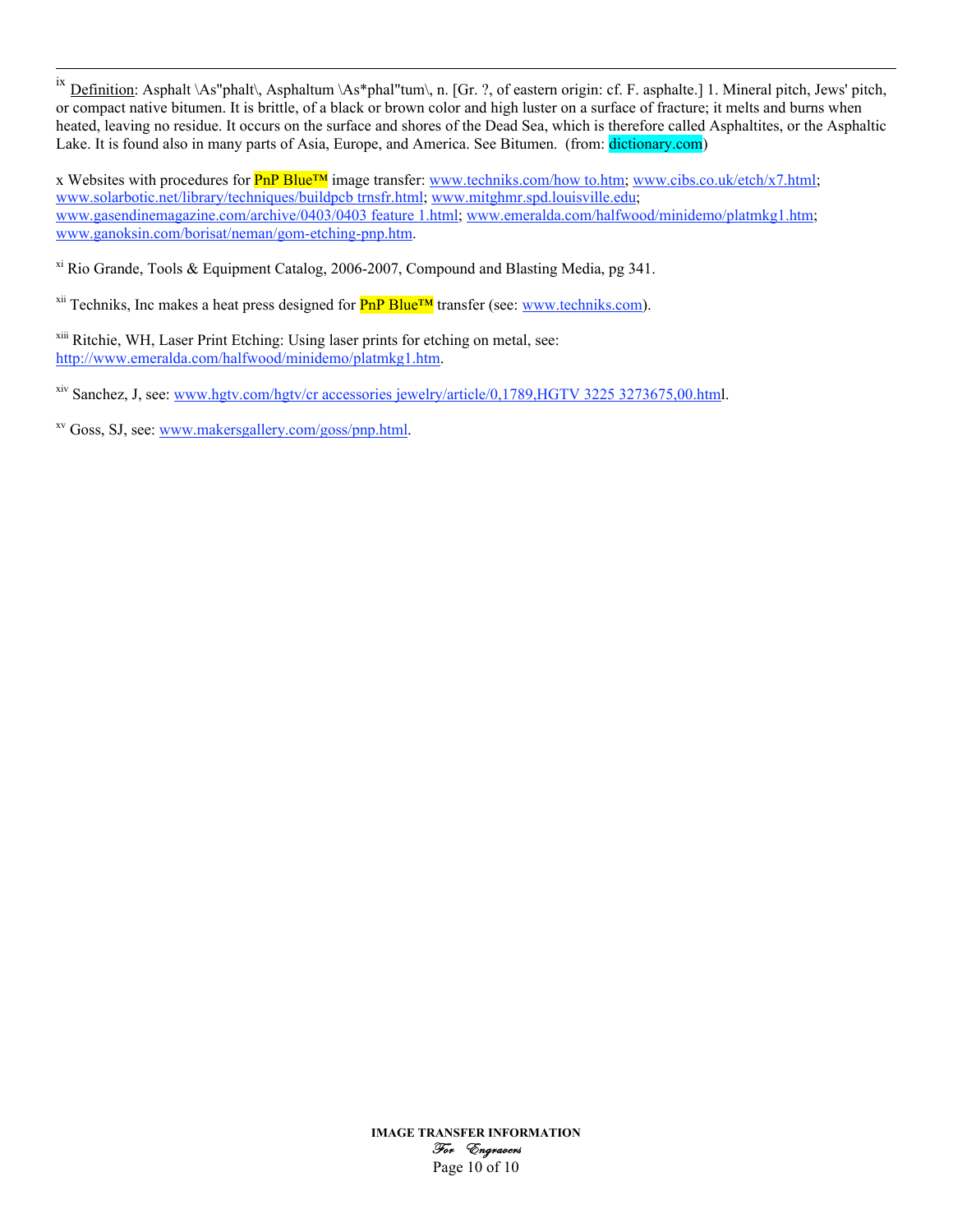[ix] Definition: Asphalt \As"phalt\, Asphaltum \As*phal"tum\, n. [Gr. ?, of eastern origin: cf. F. asphalte.] 1. Mineral pitch, Jews' pitch, or compact native bitumen. It is brittle, of a black or brown color and high luster on a surface of fracture; it melts and burns when heated, leaving no residue. It occurs on the surface and shores of the Dead Sea, which is therefore called Asphaltites, or the Asphaltic Lake. It is found also in many parts of Asia, Europe, and America. See Bitumen. (from: dictionary.com)

x Websites with procedures for PnP Blue™ image transfer: www.techniks.com/how to.htm; www.cibs.co.uk/etch/x7.html; www.solarbotic.net/library/techniques/buildpcb trnsfr.html; www.mitghmr.spd.louisville.edu; www.gasendinemagazine.com/archive/0403/0403 feature 1.html; www.emeralda.com/halfwood/minidemo/platmkg1.htm; www.ganoksin.com/borisat/neman/gom-etching-pnp.htm.

[xi] Rio Grande, Tools & Equipment Catalog, 2006-2007, Compound and Blasting Media, pg 341.

[xii] Techniks, Inc makes a heat press designed for PnP Blue™ transfer (see: www.techniks.com).

[xiii] Ritchie, WH, Laser Print Etching: Using laser prints for etching on metal, see: http://www.emeralda.com/halfwood/minidemo/platmkg1.htm.

[xiv] Sanchez, J, see: www.hgtv.com/hgtv/cr accessories jewelry/article/0,1789,HGTV 3225 3273675,00.html.

[xv] Goss, SJ, see: www.makersgallery.com/goss/pnp.html.